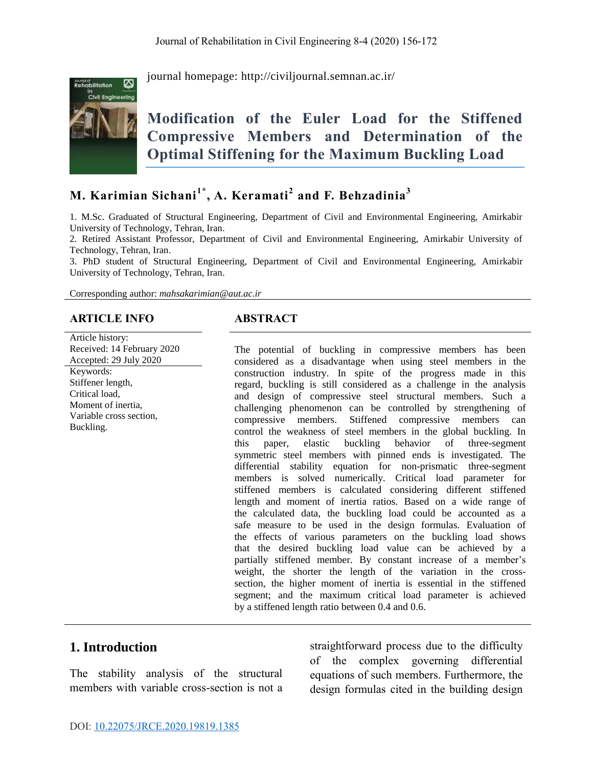journal homepage: http://civiljournal.semnan.ac.ir/

# Modification of the Euler Load for the Stiffened Compressive Members and Determination of the Optimal Stiffening for the Maximum Buckling Load

**M. Karimian Sichani[1*], A. Keramati[2] and F. Behzadinia[3]**

1. M.Sc. Graduated of Structural Engineering, Department of Civil and Environmental Engineering, Amirkabir University of Technology, Tehran, Iran.
2. Retired Assistant Professor, Department of Civil and Environmental Engineering, Amirkabir University of Technology, Tehran, Iran.
3. PhD student of Structural Engineering, Department of Civil and Environmental Engineering, Amirkabir University of Technology, Tehran, Iran.

Corresponding author: *mahsakarimian@aut.ac.ir*

**ARTICLE INFO**

Article history:
Received: 14 February 2020
Accepted: 29 July 2020

Keywords:
Stiffener length,
Critical load,
Moment of inertia,
Variable cross section,
Buckling.

**ABSTRACT**

The potential of buckling in compressive members has been considered as a disadvantage when using steel members in the construction industry. In spite of the progress made in this regard, buckling is still considered as a challenge in the analysis and design of compressive steel structural members. Such a challenging phenomenon can be controlled by strengthening of compressive members. Stiffened compressive members can control the weakness of steel members in the global buckling. In this paper, elastic buckling behavior of three-segment symmetric steel members with pinned ends is investigated. The differential stability equation for non-prismatic three-segment members is solved numerically. Critical load parameter for stiffened members is calculated considering different stiffened length and moment of inertia ratios. Based on a wide range of the calculated data, the buckling load could be accounted as a safe measure to be used in the design formulas. Evaluation of the effects of various parameters on the buckling load shows that the desired buckling load value can be achieved by a partially stiffened member. By constant increase of a member's weight, the shorter the length of the variation in the cross-section, the higher moment of inertia is essential in the stiffened segment; and the maximum critical load parameter is achieved by a stiffened length ratio between 0.4 and 0.6.

## 1. Introduction

The stability analysis of the structural members with variable cross-section is not a straightforward process due to the difficulty of the complex governing differential equations of such members. Furthermore, the design formulas cited in the building design

DOI: 10.22075/JRCE.2020.19819.1385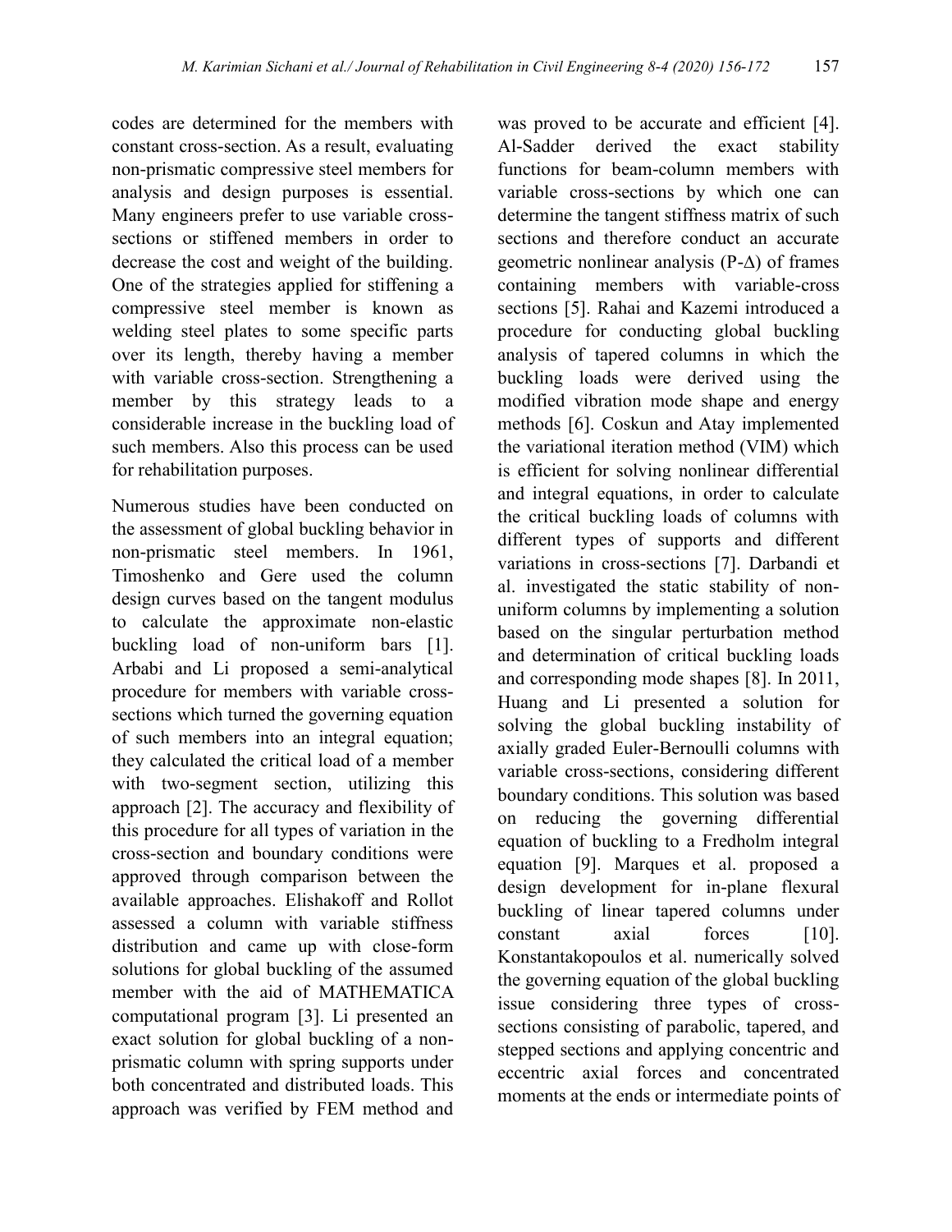codes are determined for the members with constant cross-section. As a result, evaluating non-prismatic compressive steel members for analysis and design purposes is essential. Many engineers prefer to use variable cross-sections or stiffened members in order to decrease the cost and weight of the building. One of the strategies applied for stiffening a compressive steel member is known as welding steel plates to some specific parts over its length, thereby having a member with variable cross-section. Strengthening a member by this strategy leads to a considerable increase in the buckling load of such members. Also this process can be used for rehabilitation purposes.

Numerous studies have been conducted on the assessment of global buckling behavior in non-prismatic steel members. In 1961, Timoshenko and Gere used the column design curves based on the tangent modulus to calculate the approximate non-elastic buckling load of non-uniform bars [1]. Arbabi and Li proposed a semi-analytical procedure for members with variable cross-sections which turned the governing equation of such members into an integral equation; they calculated the critical load of a member with two-segment section, utilizing this approach [2]. The accuracy and flexibility of this procedure for all types of variation in the cross-section and boundary conditions were approved through comparison between the available approaches. Elishakoff and Rollot assessed a column with variable stiffness distribution and came up with close-form solutions for global buckling of the assumed member with the aid of MATHEMATICA computational program [3]. Li presented an exact solution for global buckling of a non-prismatic column with spring supports under both concentrated and distributed loads. This approach was verified by FEM method and was proved to be accurate and efficient [4]. Al-Sadder derived the exact stability functions for beam-column members with variable cross-sections by which one can determine the tangent stiffness matrix of such sections and therefore conduct an accurate geometric nonlinear analysis (P-$\Delta$) of frames containing members with variable-cross sections [5]. Rahai and Kazemi introduced a procedure for conducting global buckling analysis of tapered columns in which the buckling loads were derived using the modified vibration mode shape and energy methods [6]. Coskun and Atay implemented the variational iteration method (VIM) which is efficient for solving nonlinear differential and integral equations, in order to calculate the critical buckling loads of columns with different types of supports and different variations in cross-sections [7]. Darbandi et al. investigated the static stability of non-uniform columns by implementing a solution based on the singular perturbation method and determination of critical buckling loads and corresponding mode shapes [8]. In 2011, Huang and Li presented a solution for solving the global buckling instability of axially graded Euler-Bernoulli columns with variable cross-sections, considering different boundary conditions. This solution was based on reducing the governing differential equation of buckling to a Fredholm integral equation [9]. Marques et al. proposed a design development for in-plane flexural buckling of linear tapered columns under constant axial forces [10]. Konstantakopoulos et al. numerically solved the governing equation of the global buckling issue considering three types of cross-sections consisting of parabolic, tapered, and stepped sections and applying concentric and eccentric axial forces and concentrated moments at the ends or intermediate points of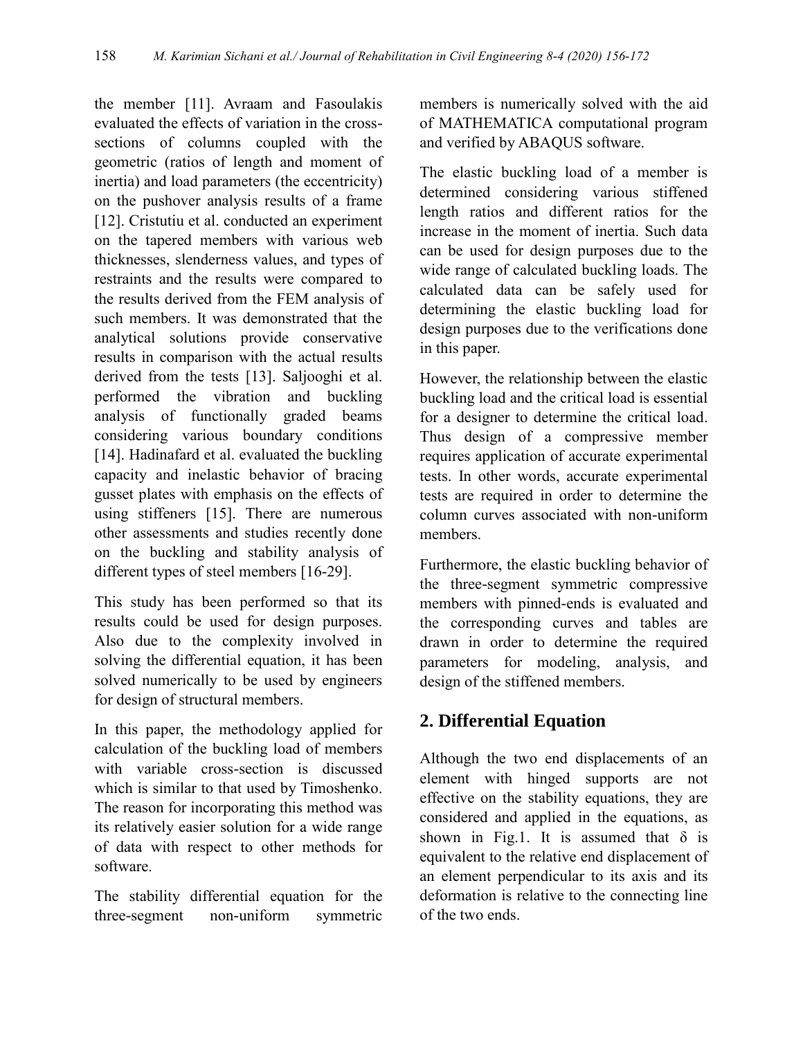the member [11]. Avraam and Fasoulakis evaluated the effects of variation in the cross-sections of columns coupled with the geometric (ratios of length and moment of inertia) and load parameters (the eccentricity) on the pushover analysis results of a frame [12]. Cristutiu et al. conducted an experiment on the tapered members with various web thicknesses, slenderness values, and types of restraints and the results were compared to the results derived from the FEM analysis of such members. It was demonstrated that the analytical solutions provide conservative results in comparison with the actual results derived from the tests [13]. Saljooghi et al. performed the vibration and buckling analysis of functionally graded beams considering various boundary conditions [14]. Hadinafard et al. evaluated the buckling capacity and inelastic behavior of bracing gusset plates with emphasis on the effects of using stiffeners [15]. There are numerous other assessments and studies recently done on the buckling and stability analysis of different types of steel members [16-29].

This study has been performed so that its results could be used for design purposes. Also due to the complexity involved in solving the differential equation, it has been solved numerically to be used by engineers for design of structural members.

In this paper, the methodology applied for calculation of the buckling load of members with variable cross-section is discussed which is similar to that used by Timoshenko. The reason for incorporating this method was its relatively easier solution for a wide range of data with respect to other methods for software.

The stability differential equation for the three-segment non-uniform symmetric members is numerically solved with the aid of MATHEMATICA computational program and verified by ABAQUS software.

The elastic buckling load of a member is determined considering various stiffened length ratios and different ratios for the increase in the moment of inertia. Such data can be used for design purposes due to the wide range of calculated buckling loads. The calculated data can be safely used for determining the elastic buckling load for design purposes due to the verifications done in this paper.

However, the relationship between the elastic buckling load and the critical load is essential for a designer to determine the critical load. Thus design of a compressive member requires application of accurate experimental tests. In other words, accurate experimental tests are required in order to determine the column curves associated with non-uniform members.

Furthermore, the elastic buckling behavior of the three-segment symmetric compressive members with pinned-ends is evaluated and the corresponding curves and tables are drawn in order to determine the required parameters for modeling, analysis, and design of the stiffened members.

## 2. Differential Equation

Although the two end displacements of an element with hinged supports are not effective on the stability equations, they are considered and applied in the equations, as shown in Fig.1. It is assumed that $\delta$ is equivalent to the relative end displacement of an element perpendicular to its axis and its deformation is relative to the connecting line of the two ends.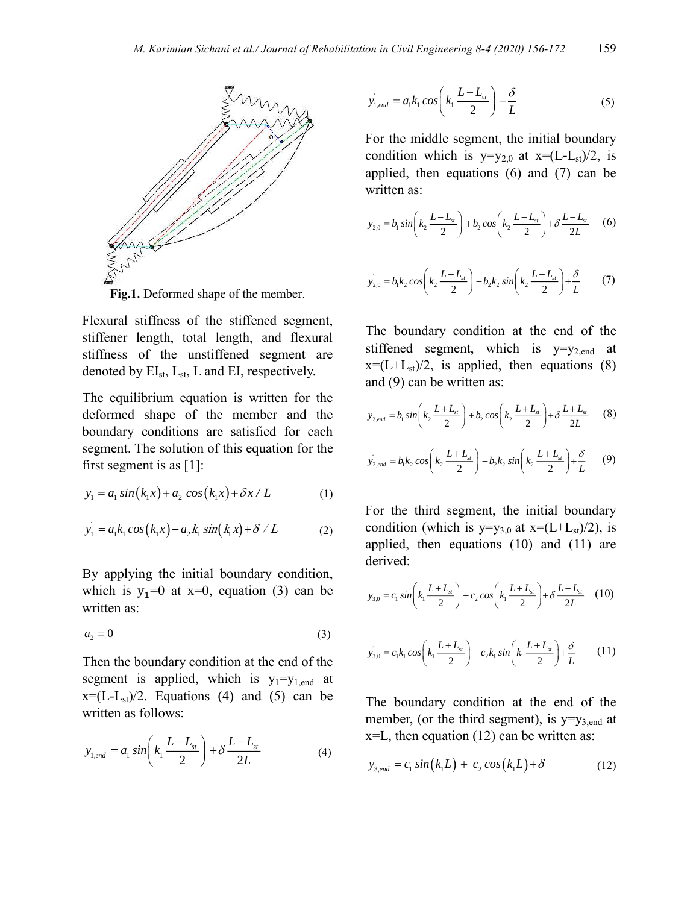Fig.1. Deformed shape of the member.

Flexural stiffness of the stiffened segment, stiffener length, total length, and flexural stiffness of the unstiffened segment are denoted by $EI_{st}$, $L_{st}$, L and EI, respectively.

The equilibrium equation is written for the deformed shape of the member and the boundary conditions are satisfied for each segment. The solution of this equation for the first segment is as [1]:

$$y_1 = a_1 \sin(k_1 x) + a_2 \cos(k_1 x) + \delta x / L \quad (1)$$

$$y_1' = a_1 k_1 \cos(k_1 x) - a_2 k_1 \sin(k_1 x) + \delta / L \quad (2)$$

By applying the initial boundary condition, which is $y_1=0$ at x=0, equation (3) can be written as:

$$a_2 = 0 \quad (3)$$

Then the boundary condition at the end of the segment is applied, which is $y_1=y_{1,end}$ at $x=(L-L_{st})/2$. Equations (4) and (5) can be written as follows:

$$y_{1,end} = a_1 \sin\left(k_1 \frac{L-L_{st}}{2}\right) + \delta \frac{L-L_{st}}{2L} \quad (4)$$

$$y_{1,end}' = a_1 k_1 \cos\left(k_1 \frac{L-L_{st}}{2}\right) + \frac{\delta}{L} \quad (5)$$

For the middle segment, the initial boundary condition which is $y=y_{2,0}$ at $x=(L-L_{st})/2$, is applied, then equations (6) and (7) can be written as:

$$y_{2,0} = b_1 \sin\left(k_2 \frac{L-L_{st}}{2}\right) + b_2 \cos\left(k_2 \frac{L-L_{st}}{2}\right) + \delta \frac{L-L_{st}}{2L} \quad (6)$$

$$y_{2,0}' = b_1 k_2 \cos\left(k_2 \frac{L-L_{st}}{2}\right) - b_2 k_2 \sin\left(k_2 \frac{L-L_{st}}{2}\right) + \frac{\delta}{L} \quad (7)$$

The boundary condition at the end of the stiffened segment, which is $y=y_{2,end}$ at $x=(L+L_{st})/2$, is applied, then equations (8) and (9) can be written as:

$$y_{2,end} = b_1 \sin\left(k_2 \frac{L+L_{st}}{2}\right) + b_2 \cos\left(k_2 \frac{L+L_{st}}{2}\right) + \delta \frac{L+L_{st}}{2L} \quad (8)$$

$$y_{2,end}' = b_1 k_2 \cos\left(k_2 \frac{L+L_{st}}{2}\right) - b_2 k_2 \sin\left(k_2 \frac{L+L_{st}}{2}\right) + \frac{\delta}{L} \quad (9)$$

For the third segment, the initial boundary condition (which is $y=y_{3,0}$ at $x=(L+L_{st})/2$), is applied, then equations (10) and (11) are derived:

$$y_{3,0} = c_1 \sin\left(k_1 \frac{L+L_{st}}{2}\right) + c_2 \cos\left(k_1 \frac{L+L_{st}}{2}\right) + \delta \frac{L+L_{st}}{2L} \quad (10)$$

$$y_{3,0}' = c_1 k_1 \cos\left(k_1 \frac{L+L_{st}}{2}\right) - c_2 k_1 \sin\left(k_1 \frac{L+L_{st}}{2}\right) + \frac{\delta}{L} \quad (11)$$

The boundary condition at the end of the member, (or the third segment), is $y=y_{3,end}$ at x=L, then equation (12) can be written as:

$$y_{3,end} = c_1 \sin(k_1 L) + c_2 \cos(k_1 L) + \delta \quad (12)$$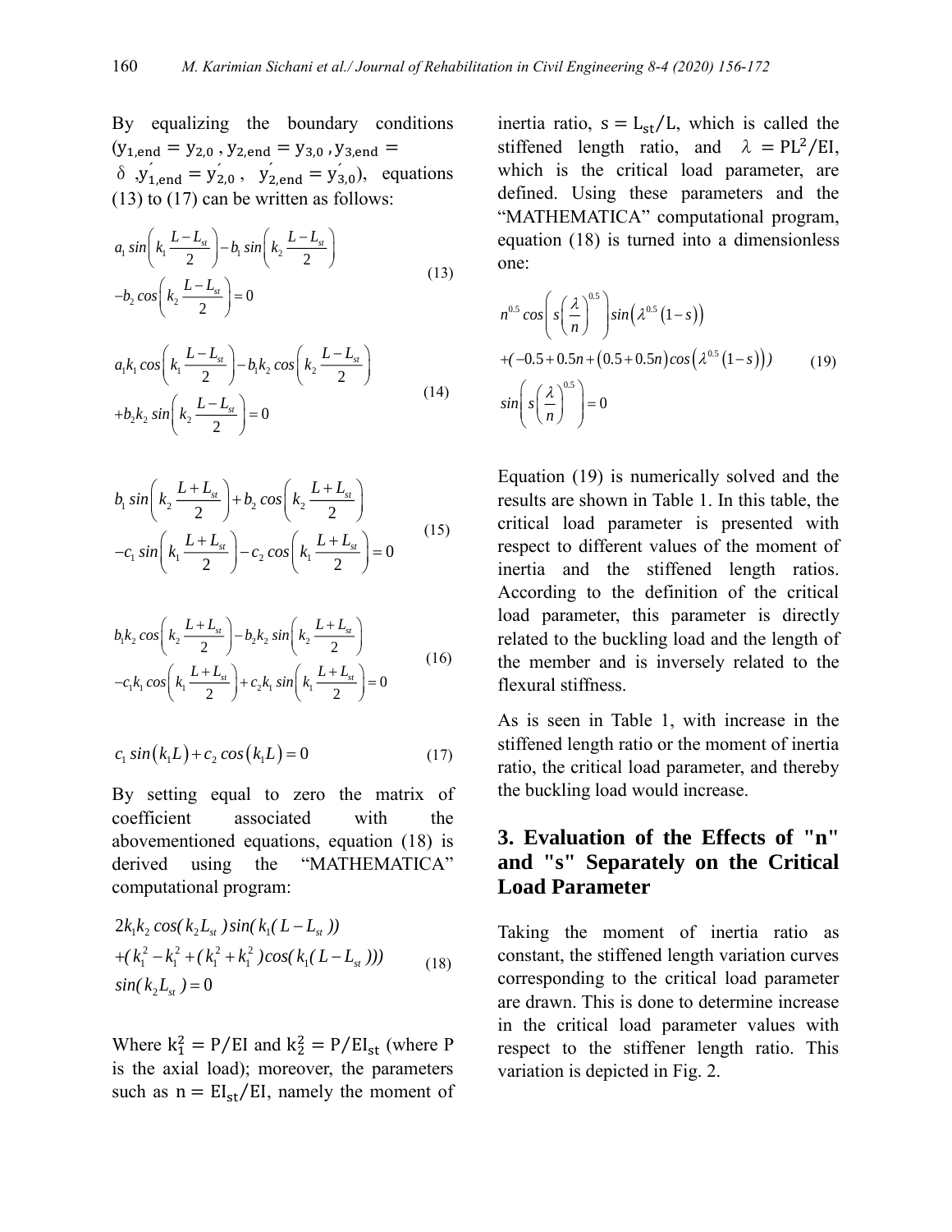By equalizing the boundary conditions ($y_{1,end} = y_{2,0}$ , $y_{2,end} = y_{3,0}$ , $y_{3,end} = \delta$ , $y'_{1,end} = y'_{2,0}$ , $y'_{2,end} = y'_{3,0}$), equations (13) to (17) can be written as follows:

$$a_1 \sin\left(k_1 \frac{L-L_{st}}{2}\right) - b_1 \sin\left(k_2 \frac{L-L_{st}}{2}\right) - b_2 \cos\left(k_2 \frac{L-L_{st}}{2}\right) = 0 \tag{13}$$

$$a_1 k_1 \cos\left(k_1 \frac{L-L_{st}}{2}\right) - b_1 k_2 \cos\left(k_2 \frac{L-L_{st}}{2}\right) + b_2 k_2 \sin\left(k_2 \frac{L-L_{st}}{2}\right) = 0 \tag{14}$$

$$b_1 \sin\left(k_2 \frac{L+L_{st}}{2}\right) + b_2 \cos\left(k_2 \frac{L+L_{st}}{2}\right) - c_1 \sin\left(k_1 \frac{L+L_{st}}{2}\right) - c_2 \cos\left(k_1 \frac{L+L_{st}}{2}\right) = 0 \tag{15}$$

$$b_1 k_2 \cos\left(k_2 \frac{L+L_{st}}{2}\right) - b_2 k_2 \sin\left(k_2 \frac{L+L_{st}}{2}\right) - c_1 k_1 \cos\left(k_1 \frac{L+L_{st}}{2}\right) + c_2 k_1 \sin\left(k_1 \frac{L+L_{st}}{2}\right) = 0 \tag{16}$$

$$c_1 \sin(k_1 L) + c_2 \cos(k_1 L) = 0 \tag{17}$$

By setting equal to zero the matrix of coefficient associated with the abovementioned equations, equation (18) is derived using the "MATHEMATICA" computational program:

$$2k_1 k_2 \cos(k_2 L_{st}) \sin(k_1(L-L_{st})) + (k_1^2 - k_1^2 + (k_1^2 + k_1^2)\cos(k_1(L-L_{st}))) \sin(k_2 L_{st}) = 0 \tag{18}$$

Where $k_1^2 = P/EI$ and $k_2^2 = P/EI_{st}$ (where P is the axial load); moreover, the parameters such as $n = EI_{st}/EI$, namely the moment of inertia ratio, $s = L_{st}/L$, which is called the stiffened length ratio, and $\lambda = PL^2/EI$, which is the critical load parameter, are defined. Using these parameters and the "MATHEMATICA" computational program, equation (18) is turned into a dimensionless one:

$$n^{0.5} \cos\left(s\left(\frac{\lambda}{n}\right)^{0.5}\right) \sin\left(\lambda^{0.5}(1-s)\right) + (-0.5 + 0.5n + (0.5+0.5n)\cos\left(\lambda^{0.5}(1-s)\right)) \sin\left(s\left(\frac{\lambda}{n}\right)^{0.5}\right) = 0 \tag{19}$$

Equation (19) is numerically solved and the results are shown in Table 1. In this table, the critical load parameter is presented with respect to different values of the moment of inertia and the stiffened length ratios. According to the definition of the critical load parameter, this parameter is directly related to the buckling load and the length of the member and is inversely related to the flexural stiffness.

As is seen in Table 1, with increase in the stiffened length ratio or the moment of inertia ratio, the critical load parameter, and thereby the buckling load would increase.

## 3. Evaluation of the Effects of "n" and "s" Separately on the Critical Load Parameter

Taking the moment of inertia ratio as constant, the stiffened length variation curves corresponding to the critical load parameter are drawn. This is done to determine increase in the critical load parameter values with respect to the stiffener length ratio. This variation is depicted in Fig. 2.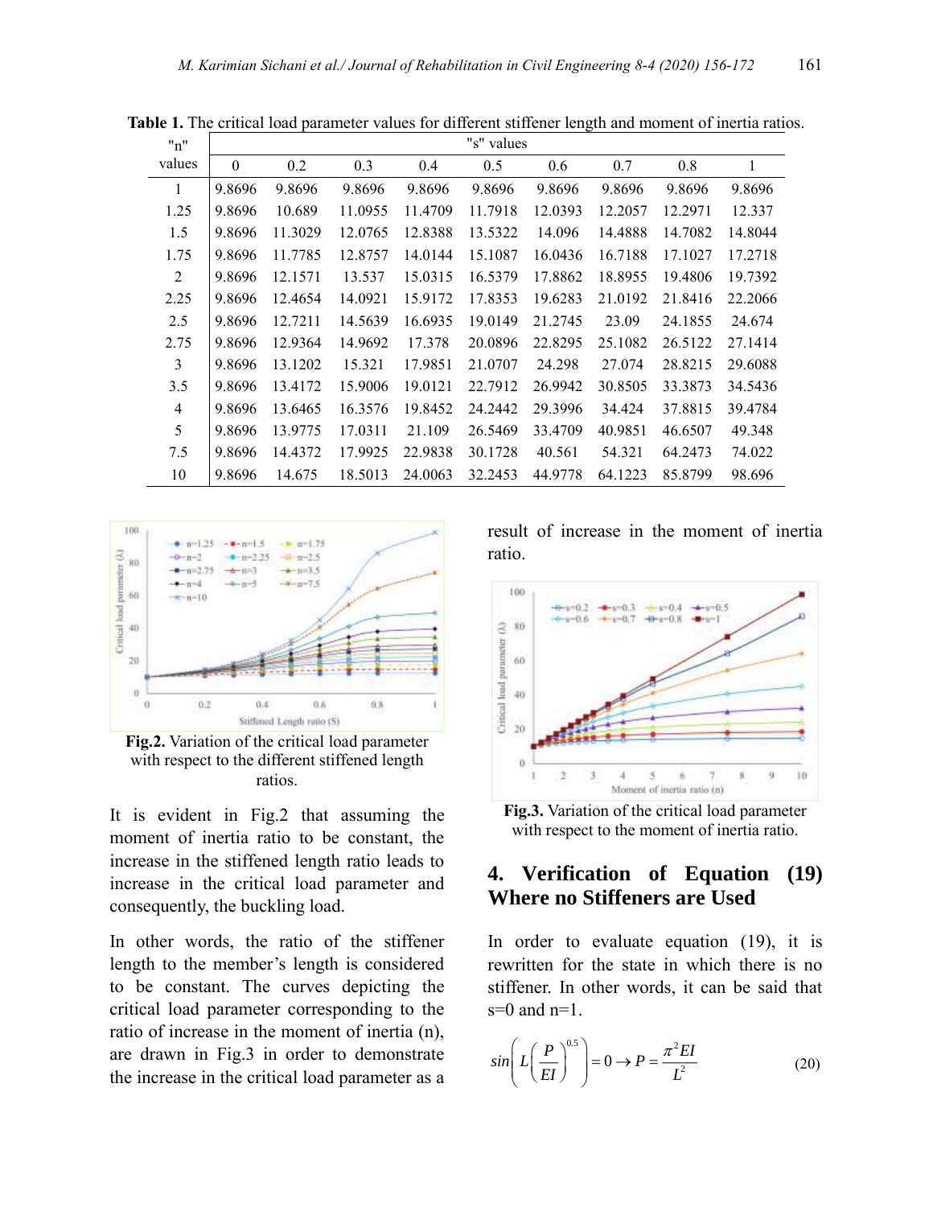**Table 1.** The critical load parameter values for different stiffener length and moment of inertia ratios.

| "n" values | "s" values | | | | | | | | |
|---|---|---|---|---|---|---|---|---|---|
| | 0 | 0.2 | 0.3 | 0.4 | 0.5 | 0.6 | 0.7 | 0.8 | 1 |
| 1 | 9.8696 | 9.8696 | 9.8696 | 9.8696 | 9.8696 | 9.8696 | 9.8696 | 9.8696 | 9.8696 |
| 1.25 | 9.8696 | 10.689 | 11.0955 | 11.4709 | 11.7918 | 12.0393 | 12.2057 | 12.2971 | 12.337 |
| 1.5 | 9.8696 | 11.3029 | 12.0765 | 12.8388 | 13.5322 | 14.096 | 14.4888 | 14.7082 | 14.8044 |
| 1.75 | 9.8696 | 11.7785 | 12.8757 | 14.0144 | 15.1087 | 16.0436 | 16.7188 | 17.1027 | 17.2718 |
| 2 | 9.8696 | 12.1571 | 13.537 | 15.0315 | 16.5379 | 17.8862 | 18.8955 | 19.4806 | 19.7392 |
| 2.25 | 9.8696 | 12.4654 | 14.0921 | 15.9172 | 17.8353 | 19.6283 | 21.0192 | 21.8416 | 22.2066 |
| 2.5 | 9.8696 | 12.7211 | 14.5639 | 16.6935 | 19.0149 | 21.2745 | 23.09 | 24.1855 | 24.674 |
| 2.75 | 9.8696 | 12.9364 | 14.9692 | 17.378 | 20.0896 | 22.8295 | 25.1082 | 26.5122 | 27.1414 |
| 3 | 9.8696 | 13.1202 | 15.321 | 17.9851 | 21.0707 | 24.298 | 27.074 | 28.8215 | 29.6088 |
| 3.5 | 9.8696 | 13.4172 | 15.9006 | 19.0121 | 22.7912 | 26.9942 | 30.8505 | 33.3873 | 34.5436 |
| 4 | 9.8696 | 13.6465 | 16.3576 | 19.8452 | 24.2442 | 29.3996 | 34.424 | 37.8815 | 39.4784 |
| 5 | 9.8696 | 13.9775 | 17.0311 | 21.109 | 26.5469 | 33.4709 | 40.9851 | 46.6507 | 49.348 |
| 7.5 | 9.8696 | 14.4372 | 17.9925 | 22.9838 | 30.1728 | 40.561 | 54.321 | 64.2473 | 74.022 |
| 10 | 9.8696 | 14.675 | 18.5013 | 24.0063 | 32.2453 | 44.9778 | 64.1223 | 85.8799 | 98.696 |

**Fig.2.** Variation of the critical load parameter with respect to the different stiffened length ratios.

It is evident in Fig.2 that assuming the moment of inertia ratio to be constant, the increase in the stiffened length ratio leads to increase in the critical load parameter and consequently, the buckling load.

In other words, the ratio of the stiffener length to the member's length is considered to be constant. The curves depicting the critical load parameter corresponding to the ratio of increase in the moment of inertia (n), are drawn in Fig.3 in order to demonstrate the increase in the critical load parameter as a result of increase in the moment of inertia ratio.

**Fig.3.** Variation of the critical load parameter with respect to the moment of inertia ratio.

## 4. Verification of Equation (19) Where no Stiffeners are Used

In order to evaluate equation (19), it is rewritten for the state in which there is no stiffener. In other words, it can be said that s=0 and n=1.

$$sin\left(L\left(\frac{P}{EI}\right)^{0.5}\right)=0 \rightarrow P=\frac{\pi^2 EI}{L^2} \tag{20}$$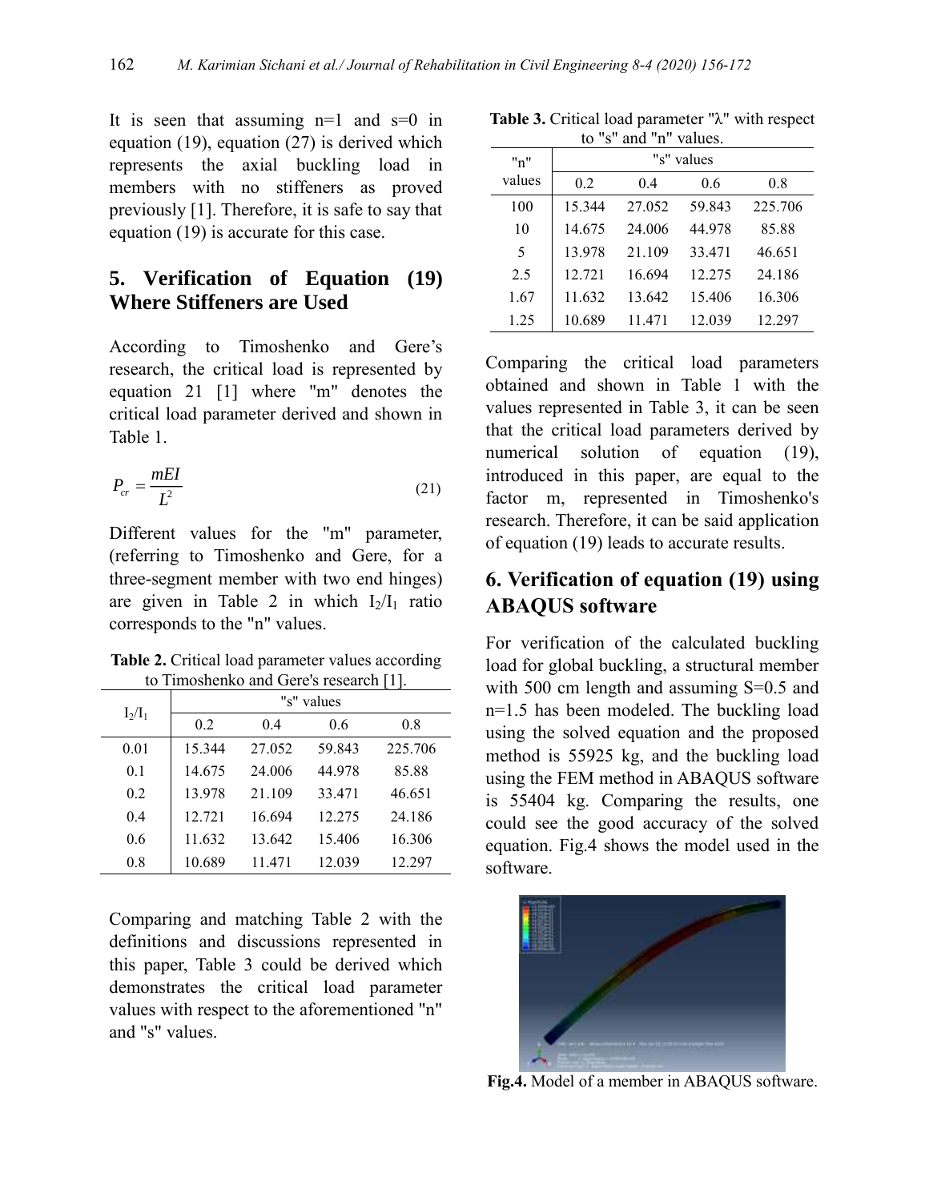It is seen that assuming n=1 and s=0 in equation (19), equation (27) is derived which represents the axial buckling load in members with no stiffeners as proved previously [1]. Therefore, it is safe to say that equation (19) is accurate for this case.

## 5. Verification of Equation (19) Where Stiffeners are Used

According to Timoshenko and Gere's research, the critical load is represented by equation 21 [1] where "m" denotes the critical load parameter derived and shown in Table 1.

$$P_{cr} = \frac{mEI}{L^2} \tag{21}$$

Different values for the "m" parameter, (referring to Timoshenko and Gere, for a three-segment member with two end hinges) are given in Table 2 in which $I_2/I_1$ ratio corresponds to the "n" values.

**Table 2.** Critical load parameter values according to Timoshenko and Gere's research [1].

| $I_2/I_1$ | "s" values | | | |
|---|---|---|---|---|
| | 0.2 | 0.4 | 0.6 | 0.8 |
| 0.01 | 15.344 | 27.052 | 59.843 | 225.706 |
| 0.1 | 14.675 | 24.006 | 44.978 | 85.88 |
| 0.2 | 13.978 | 21.109 | 33.471 | 46.651 |
| 0.4 | 12.721 | 16.694 | 12.275 | 24.186 |
| 0.6 | 11.632 | 13.642 | 15.406 | 16.306 |
| 0.8 | 10.689 | 11.471 | 12.039 | 12.297 |

Comparing and matching Table 2 with the definitions and discussions represented in this paper, Table 3 could be derived which demonstrates the critical load parameter values with respect to the aforementioned "n" and "s" values.

**Table 3.** Critical load parameter "λ" with respect to "s" and "n" values.

| "n" values | "s" values | | | |
|---|---|---|---|---|
| | 0.2 | 0.4 | 0.6 | 0.8 |
| 100 | 15.344 | 27.052 | 59.843 | 225.706 |
| 10 | 14.675 | 24.006 | 44.978 | 85.88 |
| 5 | 13.978 | 21.109 | 33.471 | 46.651 |
| 2.5 | 12.721 | 16.694 | 12.275 | 24.186 |
| 1.67 | 11.632 | 13.642 | 15.406 | 16.306 |
| 1.25 | 10.689 | 11.471 | 12.039 | 12.297 |

Comparing the critical load parameters obtained and shown in Table 1 with the values represented in Table 3, it can be seen that the critical load parameters derived by numerical solution of equation (19), introduced in this paper, are equal to the factor m, represented in Timoshenko's research. Therefore, it can be said application of equation (19) leads to accurate results.

## 6. Verification of equation (19) using ABAQUS software

For verification of the calculated buckling load for global buckling, a structural member with 500 cm length and assuming S=0.5 and n=1.5 has been modeled. The buckling load using the solved equation and the proposed method is 55925 kg, and the buckling load using the FEM method in ABAQUS software is 55404 kg. Comparing the results, one could see the good accuracy of the solved equation. Fig.4 shows the model used in the software.

**Fig.4.** Model of a member in ABAQUS software.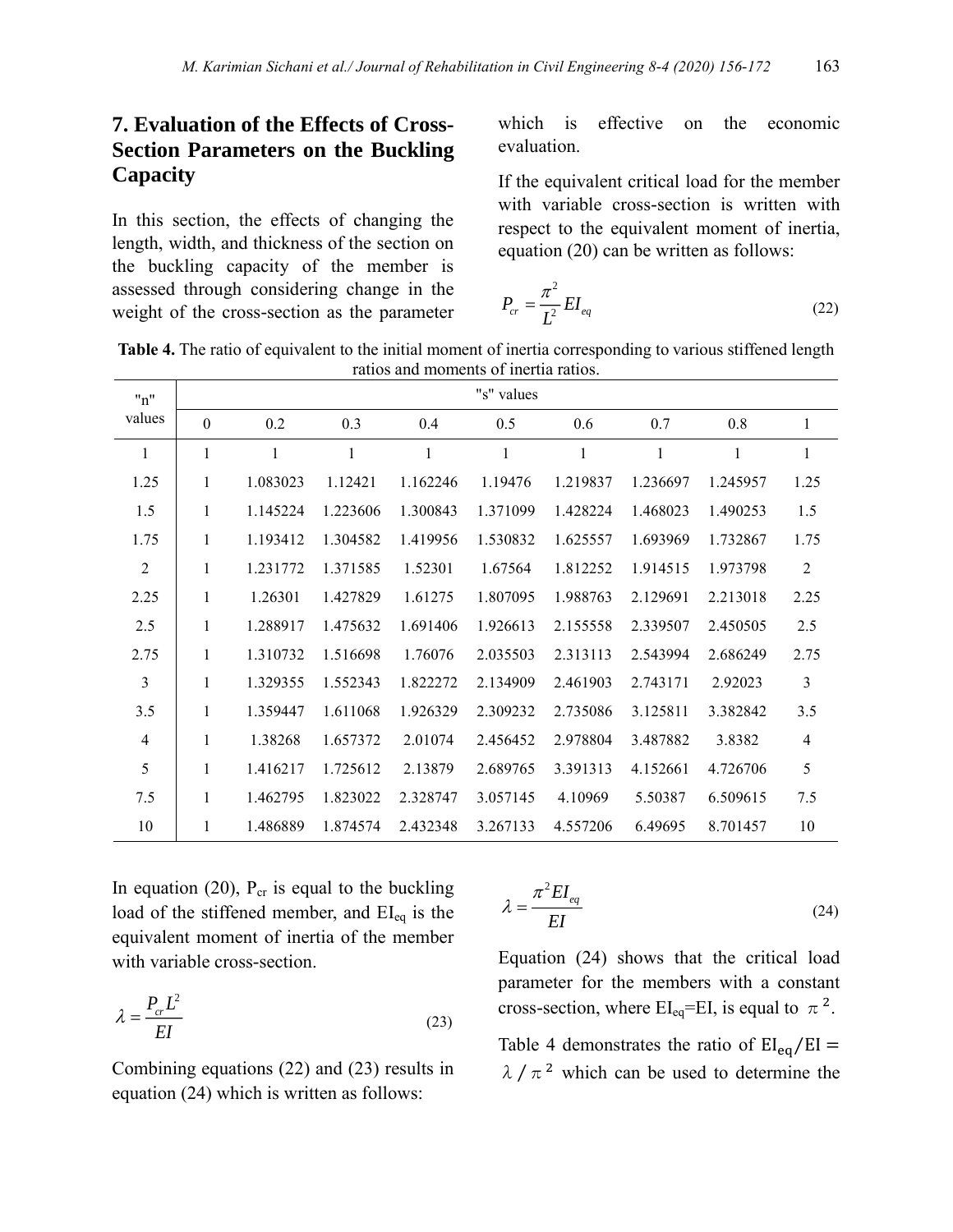## 7. Evaluation of the Effects of Cross-Section Parameters on the Buckling Capacity

In this section, the effects of changing the length, width, and thickness of the section on the buckling capacity of the member is assessed through considering change in the weight of the cross-section as the parameter which is effective on the economic evaluation.

If the equivalent critical load for the member with variable cross-section is written with respect to the equivalent moment of inertia, equation (20) can be written as follows:

$$P_{cr} = \frac{\pi^2}{L^2} EI_{eq} \tag{22}$$

**Table 4.** The ratio of equivalent to the initial moment of inertia corresponding to various stiffened length ratios and moments of inertia ratios.

| "n" values | "s" values | | | | | | | | |
|---|---|---|---|---|---|---|---|---|---|
| | 0 | 0.2 | 0.3 | 0.4 | 0.5 | 0.6 | 0.7 | 0.8 | 1 |
| 1 | 1 | 1 | 1 | 1 | 1 | 1 | 1 | 1 | 1 |
| 1.25 | 1 | 1.083023 | 1.12421 | 1.162246 | 1.19476 | 1.219837 | 1.236697 | 1.245957 | 1.25 |
| 1.5 | 1 | 1.145224 | 1.223606 | 1.300843 | 1.371099 | 1.428224 | 1.468023 | 1.490253 | 1.5 |
| 1.75 | 1 | 1.193412 | 1.304582 | 1.419956 | 1.530832 | 1.625557 | 1.693969 | 1.732867 | 1.75 |
| 2 | 1 | 1.231772 | 1.371585 | 1.52301 | 1.67564 | 1.812252 | 1.914515 | 1.973798 | 2 |
| 2.25 | 1 | 1.26301 | 1.427829 | 1.61275 | 1.807095 | 1.988763 | 2.129691 | 2.213018 | 2.25 |
| 2.5 | 1 | 1.288917 | 1.475632 | 1.691406 | 1.926613 | 2.155558 | 2.339507 | 2.450505 | 2.5 |
| 2.75 | 1 | 1.310732 | 1.516698 | 1.76076 | 2.035503 | 2.313113 | 2.543994 | 2.686249 | 2.75 |
| 3 | 1 | 1.329355 | 1.552343 | 1.822272 | 2.134909 | 2.461903 | 2.743171 | 2.92023 | 3 |
| 3.5 | 1 | 1.359447 | 1.611068 | 1.926329 | 2.309232 | 2.735086 | 3.125811 | 3.382842 | 3.5 |
| 4 | 1 | 1.38268 | 1.657372 | 2.01074 | 2.456452 | 2.978804 | 3.487882 | 3.8382 | 4 |
| 5 | 1 | 1.416217 | 1.725612 | 2.13879 | 2.689765 | 3.391313 | 4.152661 | 4.726706 | 5 |
| 7.5 | 1 | 1.462795 | 1.823022 | 2.328747 | 3.057145 | 4.10969 | 5.50387 | 6.509615 | 7.5 |
| 10 | 1 | 1.486889 | 1.874574 | 2.432348 | 3.267133 | 4.557206 | 6.49695 | 8.701457 | 10 |

In equation (20), $P_{cr}$ is equal to the buckling load of the stiffened member, and $EI_{eq}$ is the equivalent moment of inertia of the member with variable cross-section.

$$\lambda = \frac{P_{cr} L^2}{EI} \tag{23}$$

Combining equations (22) and (23) results in equation (24) which is written as follows:

$$\lambda = \frac{\pi^2 EI_{eq}}{EI} \tag{24}$$

Equation (24) shows that the critical load parameter for the members with a constant cross-section, where $EI_{eq}$=EI, is equal to $\pi^2$.

Table 4 demonstrates the ratio of $EI_{eq}/EI = \lambda / \pi^2$ which can be used to determine the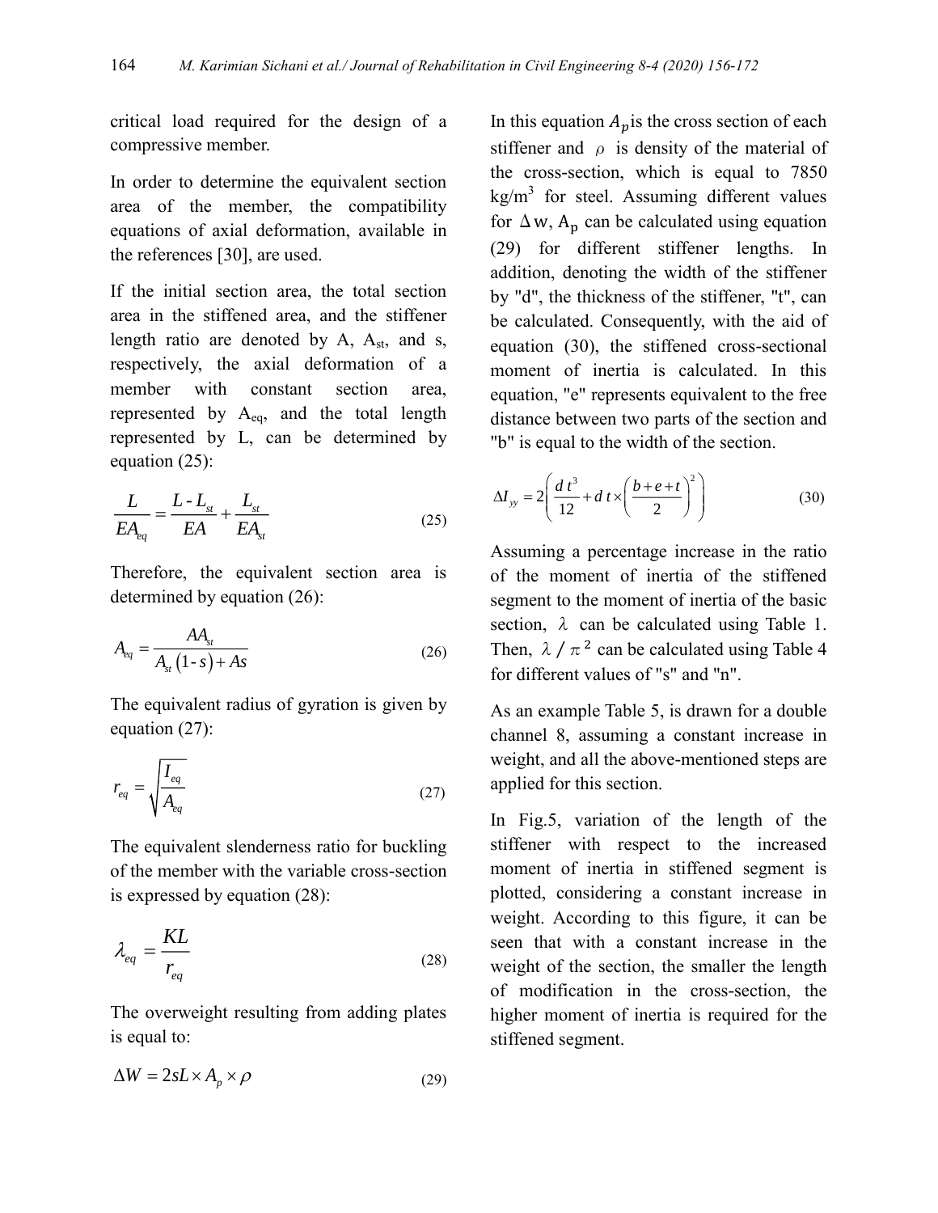critical load required for the design of a compressive member.

In order to determine the equivalent section area of the member, the compatibility equations of axial deformation, available in the references [30], are used.

If the initial section area, the total section area in the stiffened area, and the stiffener length ratio are denoted by A, $A_{st}$, and s, respectively, the axial deformation of a member with constant section area, represented by $A_{eq}$, and the total length represented by L, can be determined by equation (25):

$$\frac{L}{EA_{eq}} = \frac{L - L_{st}}{EA} + \frac{L_{st}}{EA_{st}} \tag{25}$$

Therefore, the equivalent section area is determined by equation (26):

$$A_{eq} = \frac{AA_{st}}{A_{st}(1 - s) + As} \tag{26}$$

The equivalent radius of gyration is given by equation (27):

$$r_{eq} = \sqrt{\frac{I_{eq}}{A_{eq}}} \tag{27}$$

The equivalent slenderness ratio for buckling of the member with the variable cross-section is expressed by equation (28):

$$\lambda_{eq} = \frac{KL}{r_{eq}} \tag{28}$$

The overweight resulting from adding plates is equal to:

$$\Delta W = 2sL \times A_p \times \rho \tag{29}$$

In this equation $A_p$ is the cross section of each stiffener and $\rho$ is density of the material of the cross-section, which is equal to 7850 $kg/m^3$ for steel. Assuming different values for $\Delta w$, $A_p$ can be calculated using equation (29) for different stiffener lengths. In addition, denoting the width of the stiffener by "d", the thickness of the stiffener, "t", can be calculated. Consequently, with the aid of equation (30), the stiffened cross-sectional moment of inertia is calculated. In this equation, "e" represents equivalent to the free distance between two parts of the section and "b" is equal to the width of the section.

$$\Delta I_{yy} = 2\left(\frac{d\,t^3}{12} + d\,t \times \left(\frac{b + e + t}{2}\right)^2\right) \tag{30}$$

Assuming a percentage increase in the ratio of the moment of inertia of the stiffened segment to the moment of inertia of the basic section, $\lambda$ can be calculated using Table 1. Then, $\lambda / \pi^2$ can be calculated using Table 4 for different values of "s" and "n".

As an example Table 5, is drawn for a double channel 8, assuming a constant increase in weight, and all the above-mentioned steps are applied for this section.

In Fig.5, variation of the length of the stiffener with respect to the increased moment of inertia in stiffened segment is plotted, considering a constant increase in weight. According to this figure, it can be seen that with a constant increase in the weight of the section, the smaller the length of modification in the cross-section, the higher moment of inertia is required for the stiffened segment.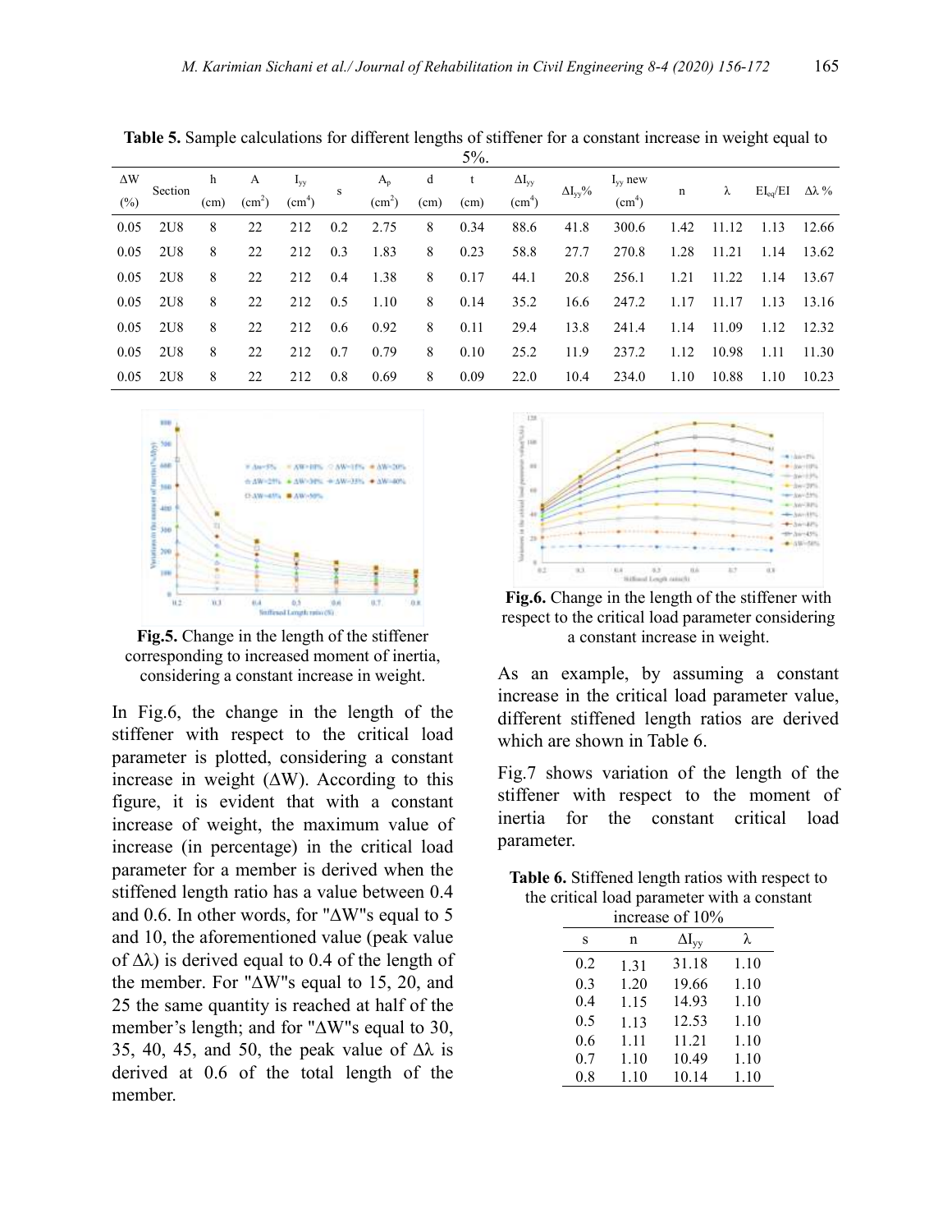**Table 5.** Sample calculations for different lengths of stiffener for a constant increase in weight equal to 5%.

| ΔW (%) | Section | h (cm) | A (cm$^2$) | $I_{yy}$ (cm$^4$) | s | $A_p$ (cm$^2$) | d (cm) | t (cm) | $\Delta I_{yy}$ (cm$^4$) | $\Delta I_{yy}$% | $I_{yy}$ new (cm$^4$) | n | λ | $EI_{eq}/EI$ | Δλ % |
|---|---|---|---|---|---|---|---|---|---|---|---|---|---|---|---|
| 0.05 | 2U8 | 8 | 22 | 212 | 0.2 | 2.75 | 8 | 0.34 | 88.6 | 41.8 | 300.6 | 1.42 | 11.12 | 1.13 | 12.66 |
| 0.05 | 2U8 | 8 | 22 | 212 | 0.3 | 1.83 | 8 | 0.23 | 58.8 | 27.7 | 270.8 | 1.28 | 11.21 | 1.14 | 13.62 |
| 0.05 | 2U8 | 8 | 22 | 212 | 0.4 | 1.38 | 8 | 0.17 | 44.1 | 20.8 | 256.1 | 1.21 | 11.22 | 1.14 | 13.67 |
| 0.05 | 2U8 | 8 | 22 | 212 | 0.5 | 1.10 | 8 | 0.14 | 35.2 | 16.6 | 247.2 | 1.17 | 11.17 | 1.13 | 13.16 |
| 0.05 | 2U8 | 8 | 22 | 212 | 0.6 | 0.92 | 8 | 0.11 | 29.4 | 13.8 | 241.4 | 1.14 | 11.09 | 1.12 | 12.32 |
| 0.05 | 2U8 | 8 | 22 | 212 | 0.7 | 0.79 | 8 | 0.10 | 25.2 | 11.9 | 237.2 | 1.12 | 10.98 | 1.11 | 11.30 |
| 0.05 | 2U8 | 8 | 22 | 212 | 0.8 | 0.69 | 8 | 0.09 | 22.0 | 10.4 | 234.0 | 1.10 | 10.88 | 1.10 | 10.23 |

**Fig.5.** Change in the length of the stiffener corresponding to increased moment of inertia, considering a constant increase in weight.

In Fig.6, the change in the length of the stiffener with respect to the critical load parameter is plotted, considering a constant increase in weight (ΔW). According to this figure, it is evident that with a constant increase of weight, the maximum value of increase (in percentage) in the critical load parameter for a member is derived when the stiffened length ratio has a value between 0.4 and 0.6. In other words, for "ΔW"s equal to 5 and 10, the aforementioned value (peak value of Δλ) is derived equal to 0.4 of the length of the member. For "ΔW"s equal to 15, 20, and 25 the same quantity is reached at half of the member's length; and for "ΔW"s equal to 30, 35, 40, 45, and 50, the peak value of Δλ is derived at 0.6 of the total length of the member.

**Fig.6.** Change in the length of the stiffener with respect to the critical load parameter considering a constant increase in weight.

As an example, by assuming a constant increase in the critical load parameter value, different stiffened length ratios are derived which are shown in Table 6.

Fig.7 shows variation of the length of the stiffener with respect to the moment of inertia for the constant critical load parameter.

**Table 6.** Stiffened length ratios with respect to the critical load parameter with a constant increase of 10%

| s | n | $\Delta I_{yy}$ | λ |
|---|---|---|---|
| 0.2 | 1.31 | 31.18 | 1.10 |
| 0.3 | 1.20 | 19.66 | 1.10 |
| 0.4 | 1.15 | 14.93 | 1.10 |
| 0.5 | 1.13 | 12.53 | 1.10 |
| 0.6 | 1.11 | 11.21 | 1.10 |
| 0.7 | 1.10 | 10.49 | 1.10 |
| 0.8 | 1.10 | 10.14 | 1.10 |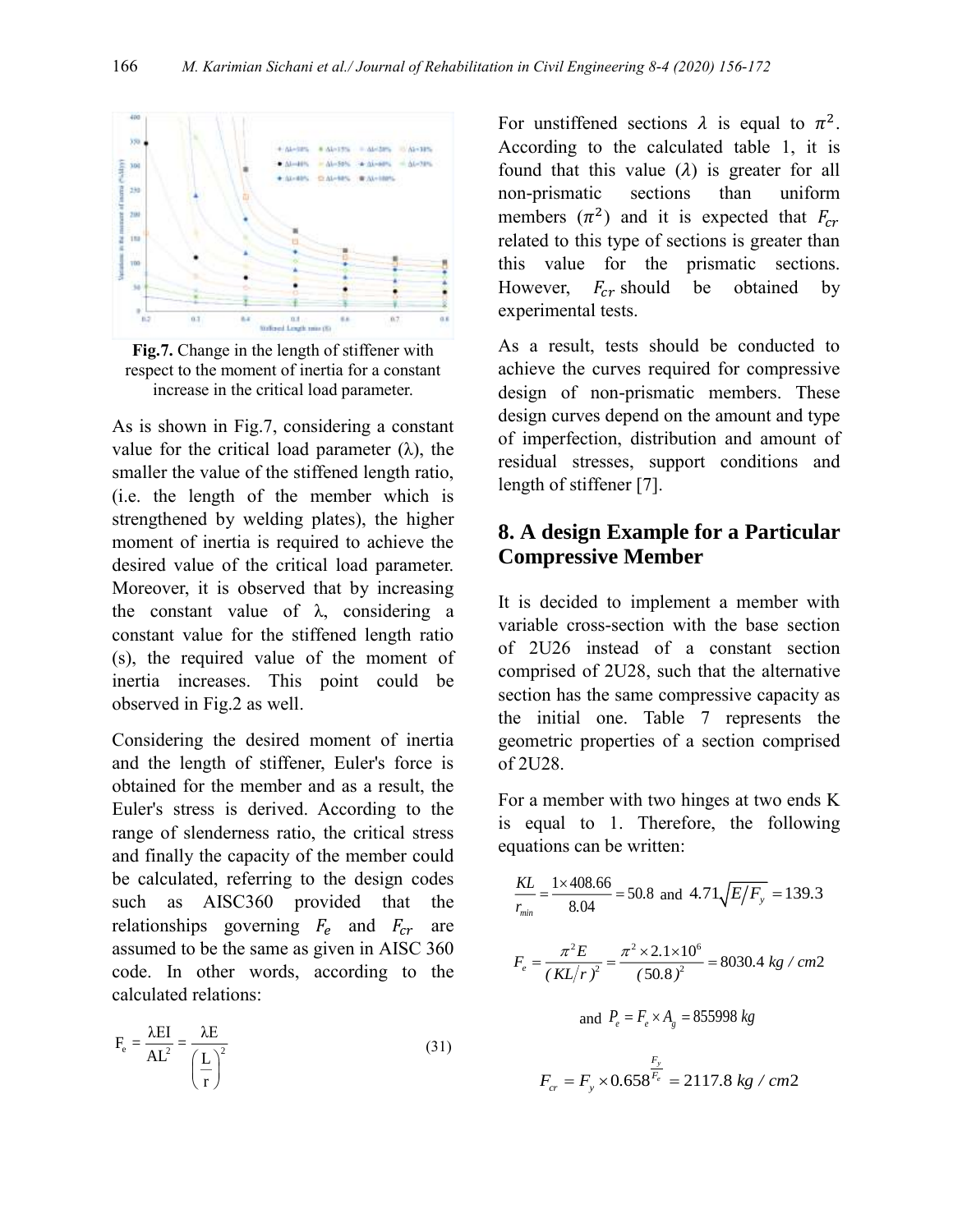Fig.7. Change in the length of stiffener with respect to the moment of inertia for a constant increase in the critical load parameter.

As is shown in Fig.7, considering a constant value for the critical load parameter (λ), the smaller the value of the stiffened length ratio, (i.e. the length of the member which is strengthened by welding plates), the higher moment of inertia is required to achieve the desired value of the critical load parameter. Moreover, it is observed that by increasing the constant value of λ, considering a constant value for the stiffened length ratio (s), the required value of the moment of inertia increases. This point could be observed in Fig.2 as well.

Considering the desired moment of inertia and the length of stiffener, Euler's force is obtained for the member and as a result, the Euler's stress is derived. According to the range of slenderness ratio, the critical stress and finally the capacity of the member could be calculated, referring to the design codes such as AISC360 provided that the relationships governing $F_e$ and $F_{cr}$ are assumed to be the same as given in AISC 360 code. In other words, according to the calculated relations:

$$F_e = \frac{\lambda EI}{AL^2} = \frac{\lambda E}{\left(\frac{L}{r}\right)^2} \tag{31}$$

For unstiffened sections $\lambda$ is equal to $\pi^2$. According to the calculated table 1, it is found that this value ($\lambda$) is greater for all non-prismatic sections than uniform members ($\pi^2$) and it is expected that $F_{cr}$ related to this type of sections is greater than this value for the prismatic sections. However, $F_{cr}$ should be obtained by experimental tests.

As a result, tests should be conducted to achieve the curves required for compressive design of non-prismatic members. These design curves depend on the amount and type of imperfection, distribution and amount of residual stresses, support conditions and length of stiffener [7].

## 8. A design Example for a Particular Compressive Member

It is decided to implement a member with variable cross-section with the base section of 2U26 instead of a constant section comprised of 2U28, such that the alternative section has the same compressive capacity as the initial one. Table 7 represents the geometric properties of a section comprised of 2U28.

For a member with two hinges at two ends K is equal to 1. Therefore, the following equations can be written:

$$\frac{KL}{r_{min}} = \frac{1 \times 408.66}{8.04} = 50.8 \text{ and } 4.71\sqrt{E/F_y} = 139.3$$

$$F_e = \frac{\pi^2 E}{(KL/r)^2} = \frac{\pi^2 \times 2.1 \times 10^6}{(50.8)^2} = 8030.4 \; kg/cm2$$

$$\text{and } P_e = F_e \times A_g = 855998 \; kg$$

$$F_{cr} = F_y \times 0.658^{\frac{F_y}{F_e}} = 2117.8 \; kg/cm2$$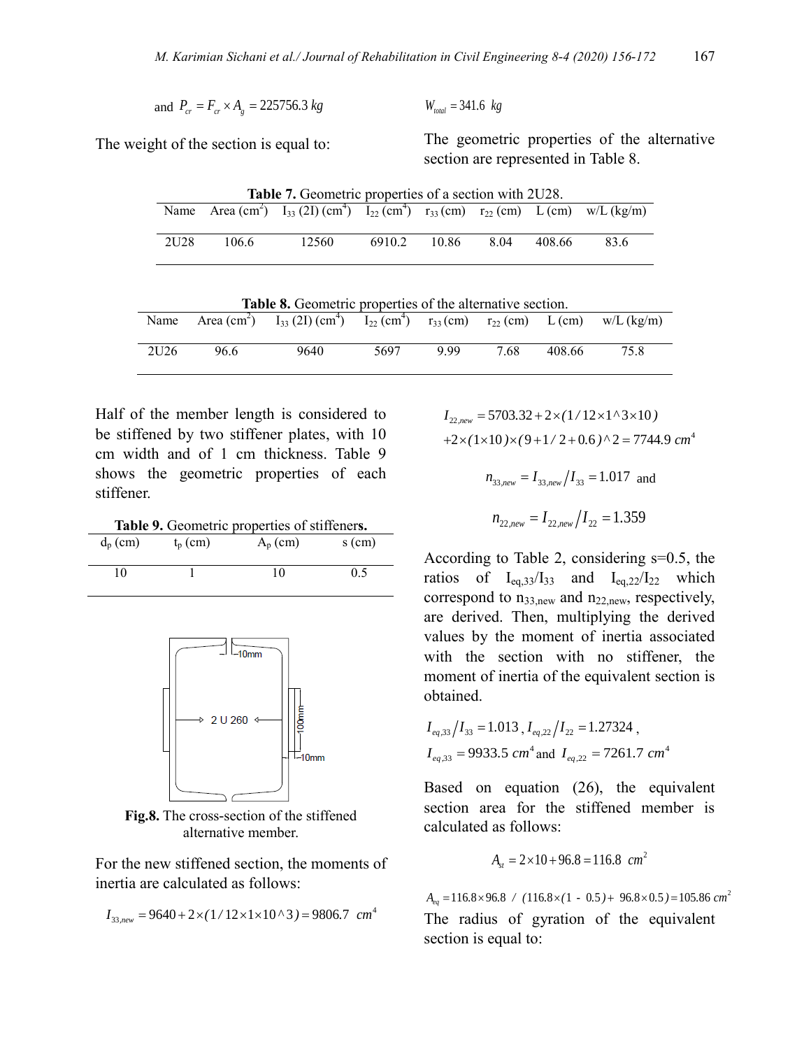and $P_{cr} = F_{cr} \times A_g = 225756.3\ kg$

The weight of the section is equal to:

$$W_{total} = 341.6\ \ kg$$

The geometric properties of the alternative section are represented in Table 8.

**Table 7.** Geometric properties of a section with 2U28.

| Name | Area (cm$^2$) | $I_{33}$ (2I) (cm$^4$) | $I_{22}$ (cm$^4$) | $r_{33}$ (cm) | $r_{22}$ (cm) | L (cm) | w/L (kg/m) |
|---|---|---|---|---|---|---|---|
| 2U28 | 106.6 | 12560 | 6910.2 | 10.86 | 8.04 | 408.66 | 83.6 |

**Table 8.** Geometric properties of the alternative section.

| Name | Area (cm$^2$) | $I_{33}$ (2I) (cm$^4$) | $I_{22}$ (cm$^4$) | $r_{33}$ (cm) | $r_{22}$ (cm) | L (cm) | w/L (kg/m) |
|---|---|---|---|---|---|---|---|
| 2U26 | 96.6 | 9640 | 5697 | 9.99 | 7.68 | 408.66 | 75.8 |

Half of the member length is considered to be stiffened by two stiffener plates, with 10 cm width and of 1 cm thickness. Table 9 shows the geometric properties of each stiffener.

**Table 9.** Geometric properties of stiffeners.

| $d_p$ (cm) | $t_p$ (cm) | $A_p$ (cm) | s (cm) |
|---|---|---|---|
| 10 | 1 | 10 | 0.5 |

**Fig.8.** The cross-section of the stiffened alternative member.

For the new stiffened section, the moments of inertia are calculated as follows:

$$I_{33,new} = 9640 + 2\times(1/12\times1\times10\wedge3) = 9806.7\ \ cm^4$$

$$I_{22,new} = 5703.32 + 2\times(1/12\times1\wedge3\times10)$$
$$+2\times(1\times10)\times(9+1/2+0.6)\wedge2 = 7744.9\ cm^4$$

$$n_{33,new} = I_{33,new}/I_{33} = 1.017 \text{ and}$$

$$n_{22,new} = I_{22,new}/I_{22} = 1.359$$

According to Table 2, considering s=0.5, the ratios of $I_{eq,33}/I_{33}$ and $I_{eq,22}/I_{22}$ which correspond to $n_{33,new}$ and $n_{22,new}$, respectively, are derived. Then, multiplying the derived values by the moment of inertia associated with the section with no stiffener, the moment of inertia of the equivalent section is obtained.

$$I_{eq,33}/I_{33} = 1.013\,,\ I_{eq,22}/I_{22} = 1.27324\,,$$
$$I_{eq,33} = 9933.5\ cm^4 \text{ and } I_{eq,22} = 7261.7\ cm^4$$

Based on equation (26), the equivalent section area for the stiffened member is calculated as follows:

$$A_{st} = 2\times10 + 96.8 = 116.8\ \ cm^2$$

$$A_{eq} = 116.8\times96.8\ /\ (116.8\times(1\ -\ 0.5) +\ 96.8\times0.5) = 105.86\ cm^2$$

The radius of gyration of the equivalent section is equal to: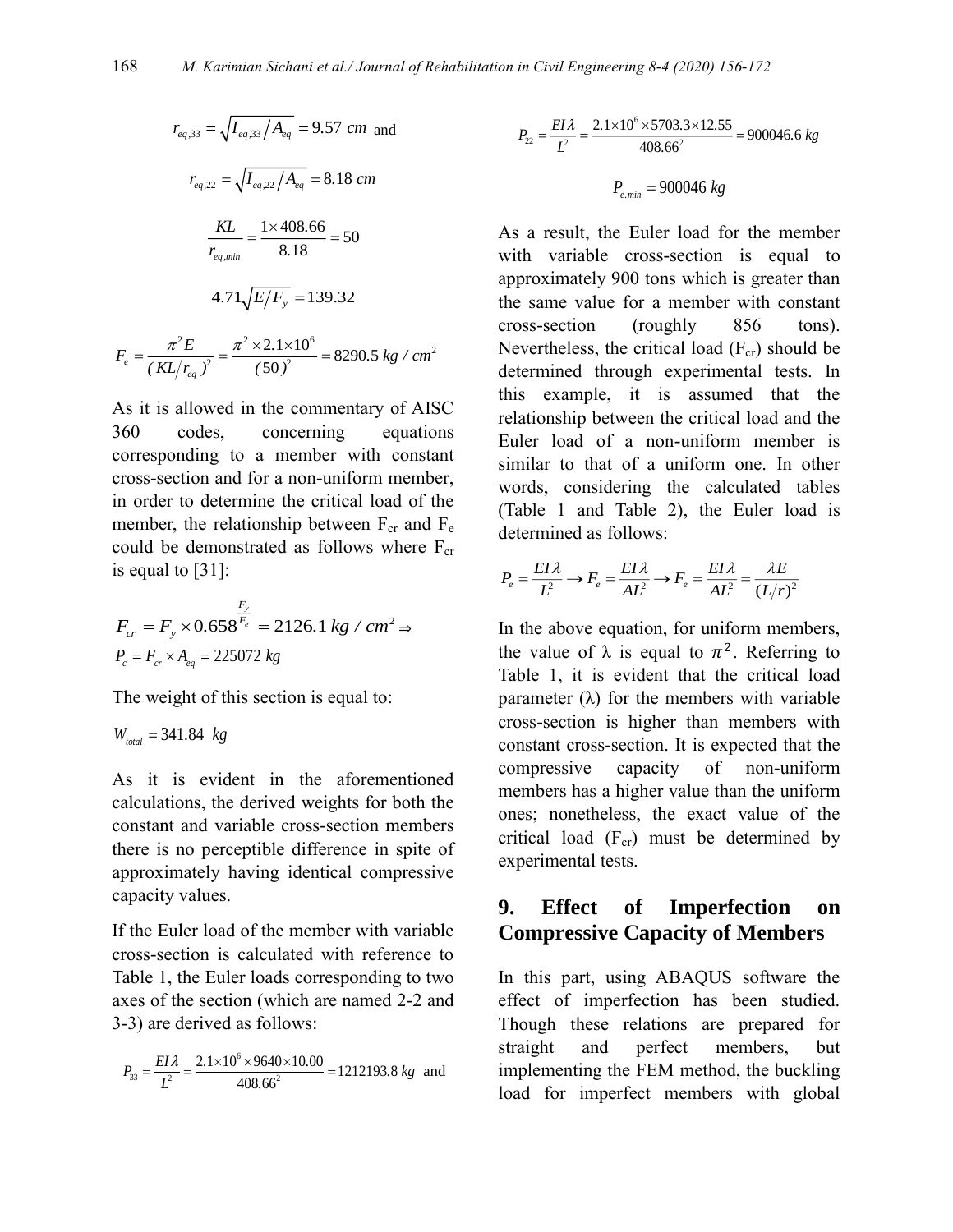$$r_{eq,33} = \sqrt{I_{eq,33}/A_{eq}} = 9.57\ cm \text{ and}$$

$$r_{eq,22} = \sqrt{I_{eq,22}/A_{eq}} = 8.18\ cm$$

$$\frac{KL}{r_{eq,min}} = \frac{1 \times 408.66}{8.18} = 50$$

$$4.71\sqrt{E/F_y} = 139.32$$

$$F_e = \frac{\pi^2 E}{(KL/r_{eq})^2} = \frac{\pi^2 \times 2.1 \times 10^6}{(50)^2} = 8290.5\ kg/cm^2$$

As it is allowed in the commentary of AISC 360 codes, concerning equations corresponding to a member with constant cross-section and for a non-uniform member, in order to determine the critical load of the member, the relationship between $F_{cr}$ and $F_e$ could be demonstrated as follows where $F_{cr}$ is equal to [31]:

$$F_{cr} = F_y \times 0.658^{\frac{F_y}{F_e}} = 2126.1\ kg/cm^2 \Rightarrow$$

$$P_c = F_{cr} \times A_{eq} = 225072\ kg$$

The weight of this section is equal to:

$$W_{total} = 341.84\ kg$$

As it is evident in the aforementioned calculations, the derived weights for both the constant and variable cross-section members there is no perceptible difference in spite of approximately having identical compressive capacity values.

If the Euler load of the member with variable cross-section is calculated with reference to Table 1, the Euler loads corresponding to two axes of the section (which are named 2-2 and 3-3) are derived as follows:

$$P_{33} = \frac{EI\lambda}{L^2} = \frac{2.1 \times 10^6 \times 9640 \times 10.00}{408.66^2} = 1212193.8\ kg \text{ and}$$

$$P_{22} = \frac{EI\lambda}{L^2} = \frac{2.1 \times 10^6 \times 5703.3 \times 12.55}{408.66^2} = 900046.6\ kg$$

$$P_{e.min} = 900046\ kg$$

As a result, the Euler load for the member with variable cross-section is equal to approximately 900 tons which is greater than the same value for a member with constant cross-section (roughly 856 tons). Nevertheless, the critical load ($F_{cr}$) should be determined through experimental tests. In this example, it is assumed that the relationship between the critical load and the Euler load of a non-uniform member is similar to that of a uniform one. In other words, considering the calculated tables (Table 1 and Table 2), the Euler load is determined as follows:

$$P_e = \frac{EI\lambda}{L^2} \rightarrow F_e = \frac{EI\lambda}{AL^2} \rightarrow F_e = \frac{EI\lambda}{AL^2} = \frac{\lambda E}{(L/r)^2}$$

In the above equation, for uniform members, the value of λ is equal to $\pi^2$. Referring to Table 1, it is evident that the critical load parameter (λ) for the members with variable cross-section is higher than members with constant cross-section. It is expected that the compressive capacity of non-uniform members has a higher value than the uniform ones; nonetheless, the exact value of the critical load ($F_{cr}$) must be determined by experimental tests.

## 9. Effect of Imperfection on Compressive Capacity of Members

In this part, using ABAQUS software the effect of imperfection has been studied. Though these relations are prepared for straight and perfect members, but implementing the FEM method, the buckling load for imperfect members with global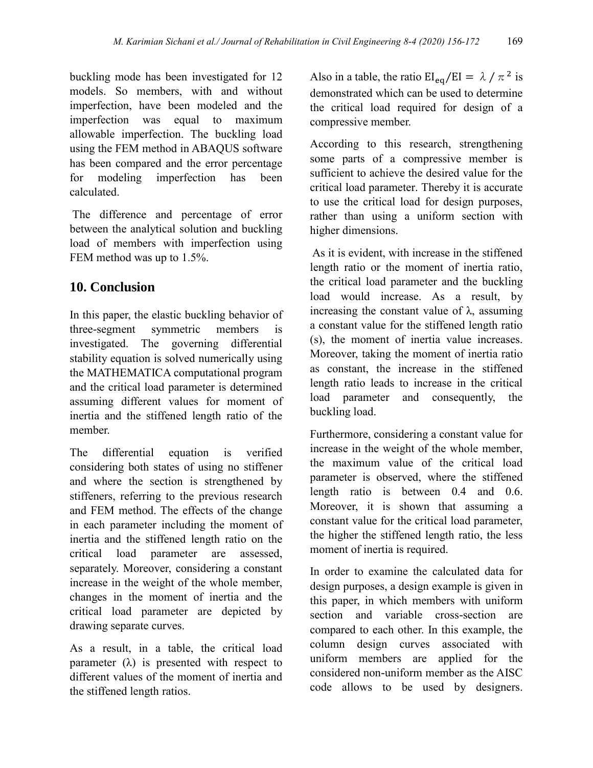buckling mode has been investigated for 12 models. So members, with and without imperfection, have been modeled and the imperfection was equal to maximum allowable imperfection. The buckling load using the FEM method in ABAQUS software has been compared and the error percentage for modeling imperfection has been calculated.

The difference and percentage of error between the analytical solution and buckling load of members with imperfection using FEM method was up to 1.5%.

## 10. Conclusion

In this paper, the elastic buckling behavior of three-segment symmetric members is investigated. The governing differential stability equation is solved numerically using the MATHEMATICA computational program and the critical load parameter is determined assuming different values for moment of inertia and the stiffened length ratio of the member.

The differential equation is verified considering both states of using no stiffener and where the section is strengthened by stiffeners, referring to the previous research and FEM method. The effects of the change in each parameter including the moment of inertia and the stiffened length ratio on the critical load parameter are assessed, separately. Moreover, considering a constant increase in the weight of the whole member, changes in the moment of inertia and the critical load parameter are depicted by drawing separate curves.

As a result, in a table, the critical load parameter (λ) is presented with respect to different values of the moment of inertia and the stiffened length ratios.

Also in a table, the ratio $EI_{eq}/EI = \lambda / \pi^2$ is demonstrated which can be used to determine the critical load required for design of a compressive member.

According to this research, strengthening some parts of a compressive member is sufficient to achieve the desired value for the critical load parameter. Thereby it is accurate to use the critical load for design purposes, rather than using a uniform section with higher dimensions.

As it is evident, with increase in the stiffened length ratio or the moment of inertia ratio, the critical load parameter and the buckling load would increase. As a result, by increasing the constant value of λ, assuming a constant value for the stiffened length ratio (s), the moment of inertia value increases. Moreover, taking the moment of inertia ratio as constant, the increase in the stiffened length ratio leads to increase in the critical load parameter and consequently, the buckling load.

Furthermore, considering a constant value for increase in the weight of the whole member, the maximum value of the critical load parameter is observed, where the stiffened length ratio is between 0.4 and 0.6. Moreover, it is shown that assuming a constant value for the critical load parameter, the higher the stiffened length ratio, the less moment of inertia is required.

In order to examine the calculated data for design purposes, a design example is given in this paper, in which members with uniform section and variable cross-section are compared to each other. In this example, the column design curves associated with uniform members are applied for the considered non-uniform member as the AISC code allows to be used by designers.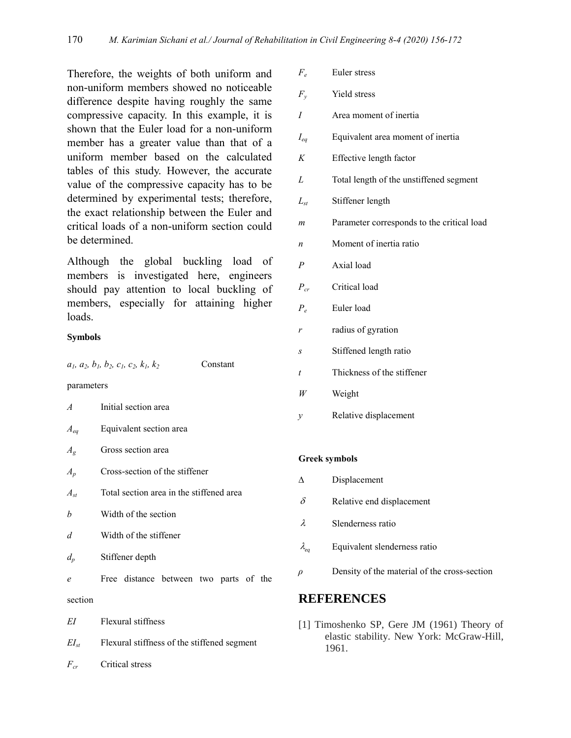Therefore, the weights of both uniform and non-uniform members showed no noticeable difference despite having roughly the same compressive capacity. In this example, it is shown that the Euler load for a non-uniform member has a greater value than that of a uniform member based on the calculated tables of this study. However, the accurate value of the compressive capacity has to be determined by experimental tests; therefore, the exact relationship between the Euler and critical loads of a non-uniform section could be determined.

Although the global buckling load of members is investigated here, engineers should pay attention to local buckling of members, especially for attaining higher loads.

**Symbols**

$a_1, a_2, b_1, b_2, c_1, c_2, k_1, k_2$ Constant parameters

$A$ Initial section area

$A_{eq}$ Equivalent section area

$A_g$ Gross section area

$A_p$ Cross-section of the stiffener

$A_{st}$ Total section area in the stiffened area

$b$ Width of the section

$d$ Width of the stiffener

$d_p$ Stiffener depth

$e$ Free distance between two parts of the section

$EI$ Flexural stiffness

$EI_{st}$ Flexural stiffness of the stiffened segment

$F_{cr}$ Critical stress

$F_e$ Euler stress

$F_y$ Yield stress

$I$ Area moment of inertia

$I_{eq}$ Equivalent area moment of inertia

$K$ Effective length factor

$L$ Total length of the unstiffened segment

$L_{st}$ Stiffener length

$m$ Parameter corresponds to the critical load

$n$ Moment of inertia ratio

$P$ Axial load

$P_{cr}$ Critical load

$P_e$ Euler load

$r$ radius of gyration

$s$ Stiffened length ratio

$t$ Thickness of the stiffener

$W$ Weight

$y$ Relative displacement

**Greek symbols**

$\Delta$ Displacement

$\delta$ Relative end displacement

$\lambda$ Slenderness ratio

$\lambda_{eq}$ Equivalent slenderness ratio

$\rho$ Density of the material of the cross-section

## REFERENCES

[1] Timoshenko SP, Gere JM (1961) Theory of elastic stability. New York: McGraw-Hill, 1961.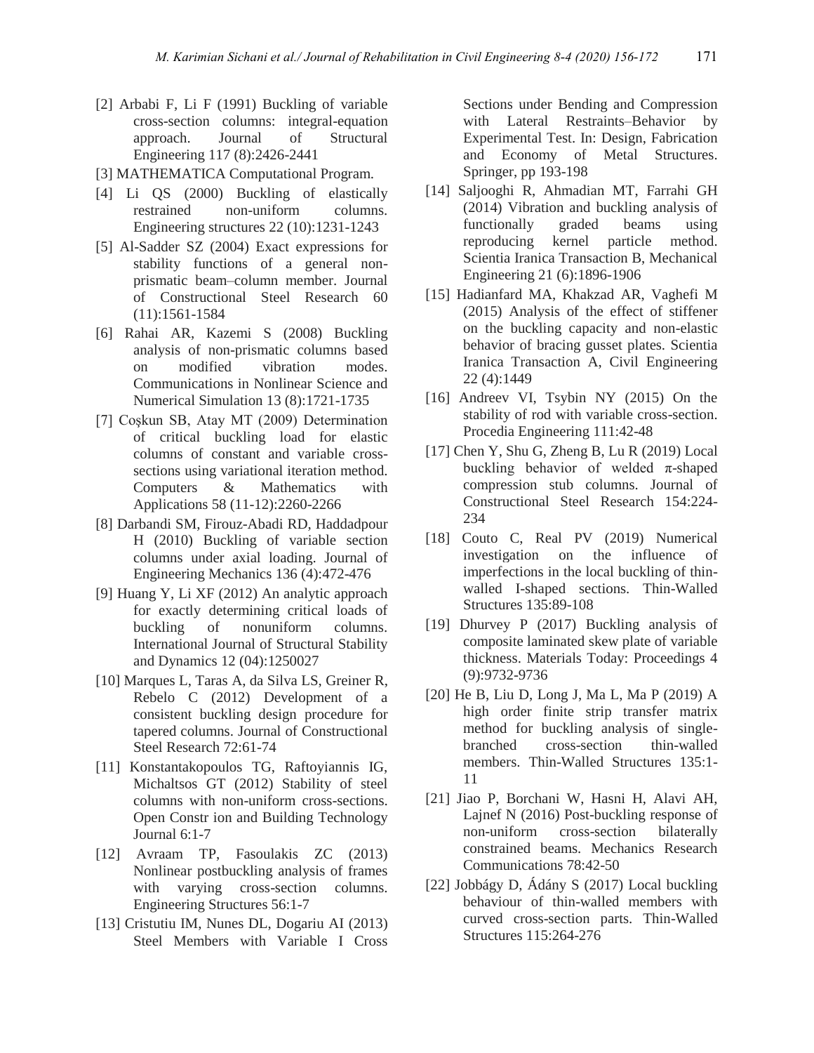[2] Arbabi F, Li F (1991) Buckling of variable cross-section columns: integral-equation approach. Journal of Structural Engineering 117 (8):2426-2441

[3] MATHEMATICA Computational Program.

[4] Li QS (2000) Buckling of elastically restrained non-uniform columns. Engineering structures 22 (10):1231-1243

[5] Al-Sadder SZ (2004) Exact expressions for stability functions of a general non-prismatic beam–column member. Journal of Constructional Steel Research 60 (11):1561-1584

[6] Rahai AR, Kazemi S (2008) Buckling analysis of non-prismatic columns based on modified vibration modes. Communications in Nonlinear Science and Numerical Simulation 13 (8):1721-1735

[7] Coşkun SB, Atay MT (2009) Determination of critical buckling load for elastic columns of constant and variable cross-sections using variational iteration method. Computers & Mathematics with Applications 58 (11-12):2260-2266

[8] Darbandi SM, Firouz-Abadi RD, Haddadpour H (2010) Buckling of variable section columns under axial loading. Journal of Engineering Mechanics 136 (4):472-476

[9] Huang Y, Li XF (2012) An analytic approach for exactly determining critical loads of buckling of nonuniform columns. International Journal of Structural Stability and Dynamics 12 (04):1250027

[10] Marques L, Taras A, da Silva LS, Greiner R, Rebelo C (2012) Development of a consistent buckling design procedure for tapered columns. Journal of Constructional Steel Research 72:61-74

[11] Konstantakopoulos TG, Raftoyiannis IG, Michaltsos GT (2012) Stability of steel columns with non-uniform cross-sections. Open Constr ion and Building Technology Journal 6:1-7

[12] Avraam TP, Fasoulakis ZC (2013) Nonlinear postbuckling analysis of frames with varying cross-section columns. Engineering Structures 56:1-7

[13] Cristutiu IM, Nunes DL, Dogariu AI (2013) Steel Members with Variable I Cross Sections under Bending and Compression with Lateral Restraints–Behavior by Experimental Test. In: Design, Fabrication and Economy of Metal Structures. Springer, pp 193-198

[14] Saljooghi R, Ahmadian MT, Farrahi GH (2014) Vibration and buckling analysis of functionally graded beams using reproducing kernel particle method. Scientia Iranica Transaction B, Mechanical Engineering 21 (6):1896-1906

[15] Hadianfard MA, Khakzad AR, Vaghefi M (2015) Analysis of the effect of stiffener on the buckling capacity and non-elastic behavior of bracing gusset plates. Scientia Iranica Transaction A, Civil Engineering 22 (4):1449

[16] Andreev VI, Tsybin NY (2015) On the stability of rod with variable cross-section. Procedia Engineering 111:42-48

[17] Chen Y, Shu G, Zheng B, Lu R (2019) Local buckling behavior of welded π-shaped compression stub columns. Journal of Constructional Steel Research 154:224-234

[18] Couto C, Real PV (2019) Numerical investigation on the influence of imperfections in the local buckling of thin-walled I-shaped sections. Thin-Walled Structures 135:89-108

[19] Dhurvey P (2017) Buckling analysis of composite laminated skew plate of variable thickness. Materials Today: Proceedings 4 (9):9732-9736

[20] He B, Liu D, Long J, Ma L, Ma P (2019) A high order finite strip transfer matrix method for buckling analysis of single-branched cross-section thin-walled members. Thin-Walled Structures 135:1-11

[21] Jiao P, Borchani W, Hasni H, Alavi AH, Lajnef N (2016) Post-buckling response of non-uniform cross-section bilaterally constrained beams. Mechanics Research Communications 78:42-50

[22] Jobbágy D, Ádány S (2017) Local buckling behaviour of thin-walled members with curved cross-section parts. Thin-Walled Structures 115:264-276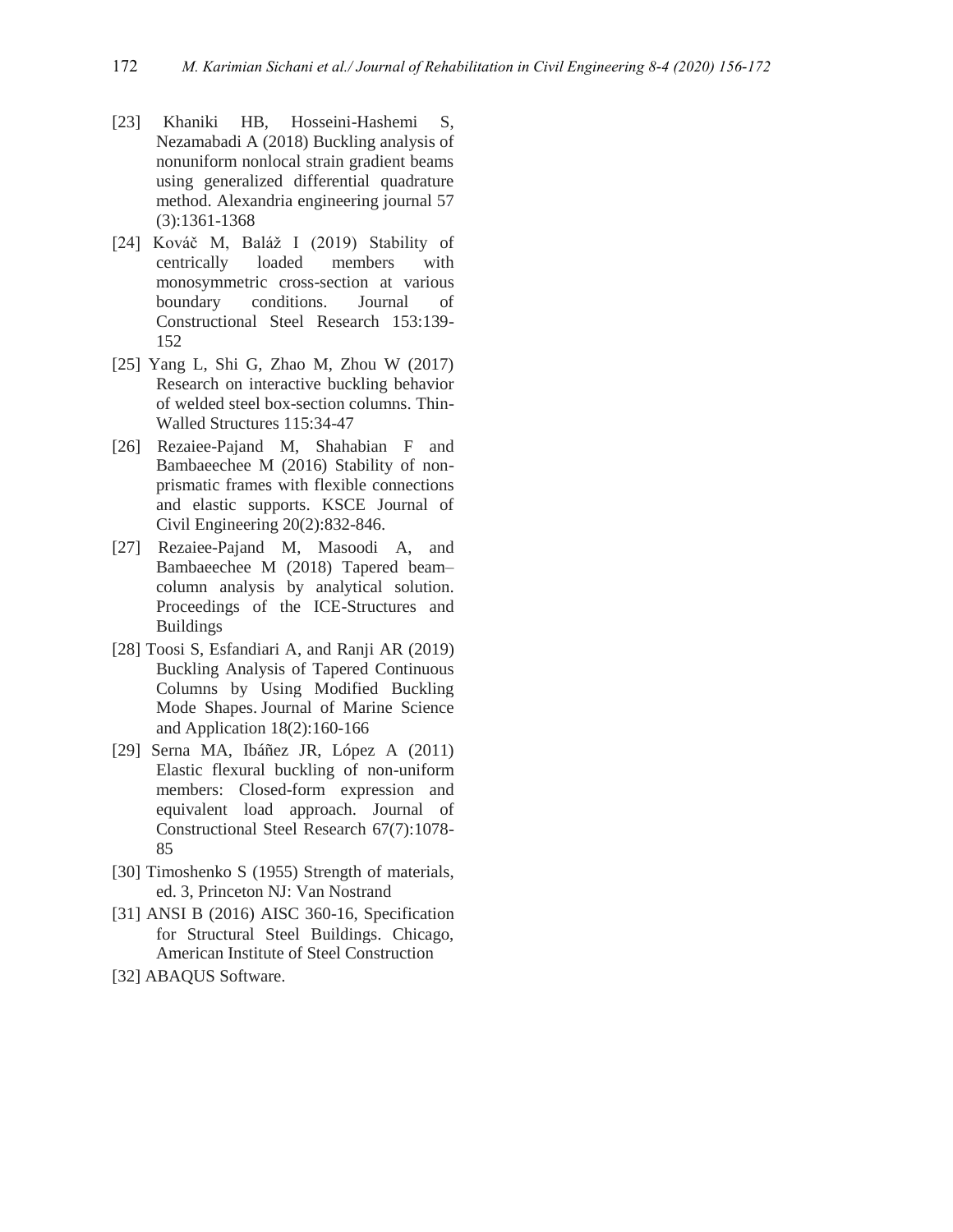[23] Khaniki HB, Hosseini-Hashemi S, Nezamabadi A (2018) Buckling analysis of nonuniform nonlocal strain gradient beams using generalized differential quadrature method. Alexandria engineering journal 57 (3):1361-1368

[24] Kováč M, Baláž I (2019) Stability of centrically loaded members with monosymmetric cross-section at various boundary conditions. Journal of Constructional Steel Research 153:139-152

[25] Yang L, Shi G, Zhao M, Zhou W (2017) Research on interactive buckling behavior of welded steel box-section columns. Thin-Walled Structures 115:34-47

[26] Rezaiee-Pajand M, Shahabian F and Bambaeechee M (2016) Stability of non-prismatic frames with flexible connections and elastic supports. KSCE Journal of Civil Engineering 20(2):832-846.

[27] Rezaiee-Pajand M, Masoodi A, and Bambaeechee M (2018) Tapered beam–column analysis by analytical solution. Proceedings of the ICE-Structures and Buildings

[28] Toosi S, Esfandiari A, and Ranji AR (2019) Buckling Analysis of Tapered Continuous Columns by Using Modified Buckling Mode Shapes. Journal of Marine Science and Application 18(2):160-166

[29] Serna MA, Ibáñez JR, López A (2011) Elastic flexural buckling of non-uniform members: Closed-form expression and equivalent load approach. Journal of Constructional Steel Research 67(7):1078-85

[30] Timoshenko S (1955) Strength of materials, ed. 3, Princeton NJ: Van Nostrand

[31] ANSI B (2016) AISC 360-16, Specification for Structural Steel Buildings. Chicago, American Institute of Steel Construction

[32] ABAQUS Software.